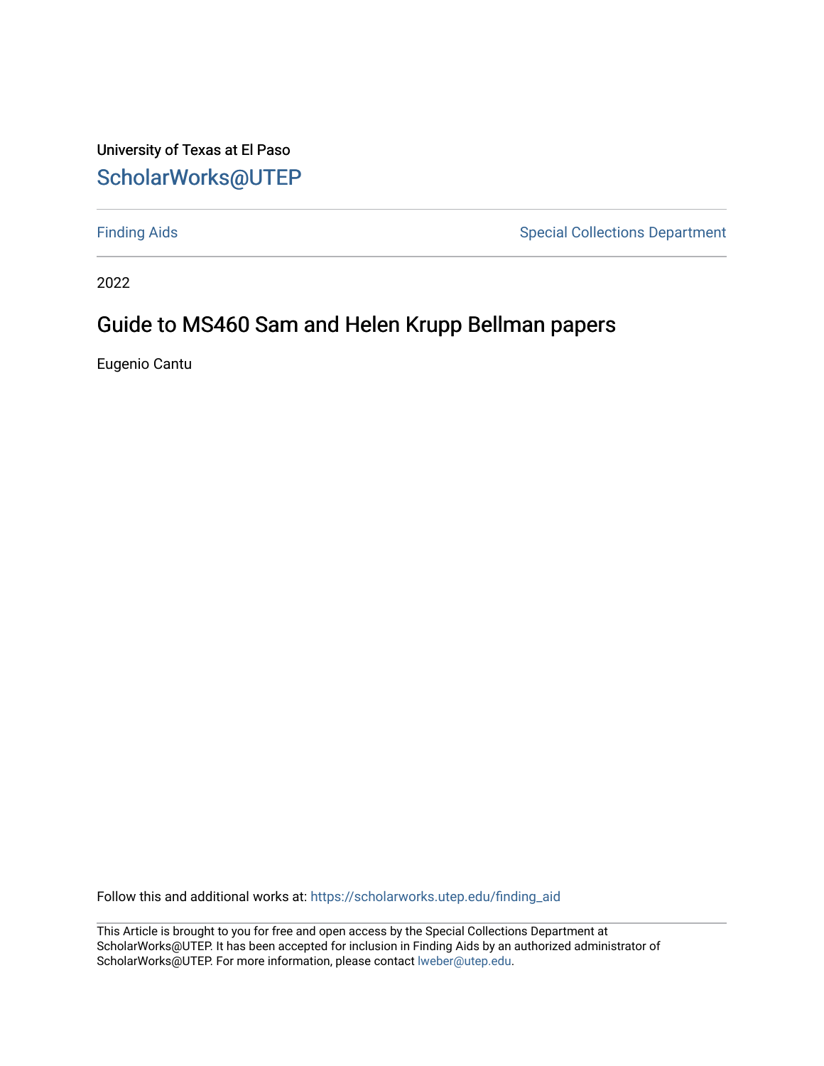University of Texas at El Paso

ScholarWorks@UTEP

Finding Aids

Special Collections Department

2022

# Guide to MS460 Sam and Helen Krupp Bellman papers

Eugenio Cantu

Follow this and additional works at: https://scholarworks.utep.edu/finding_aid

This Article is brought to you for free and open access by the Special Collections Department at ScholarWorks@UTEP. It has been accepted for inclusion in Finding Aids by an authorized administrator of ScholarWorks@UTEP. For more information, please contact lweber@utep.edu.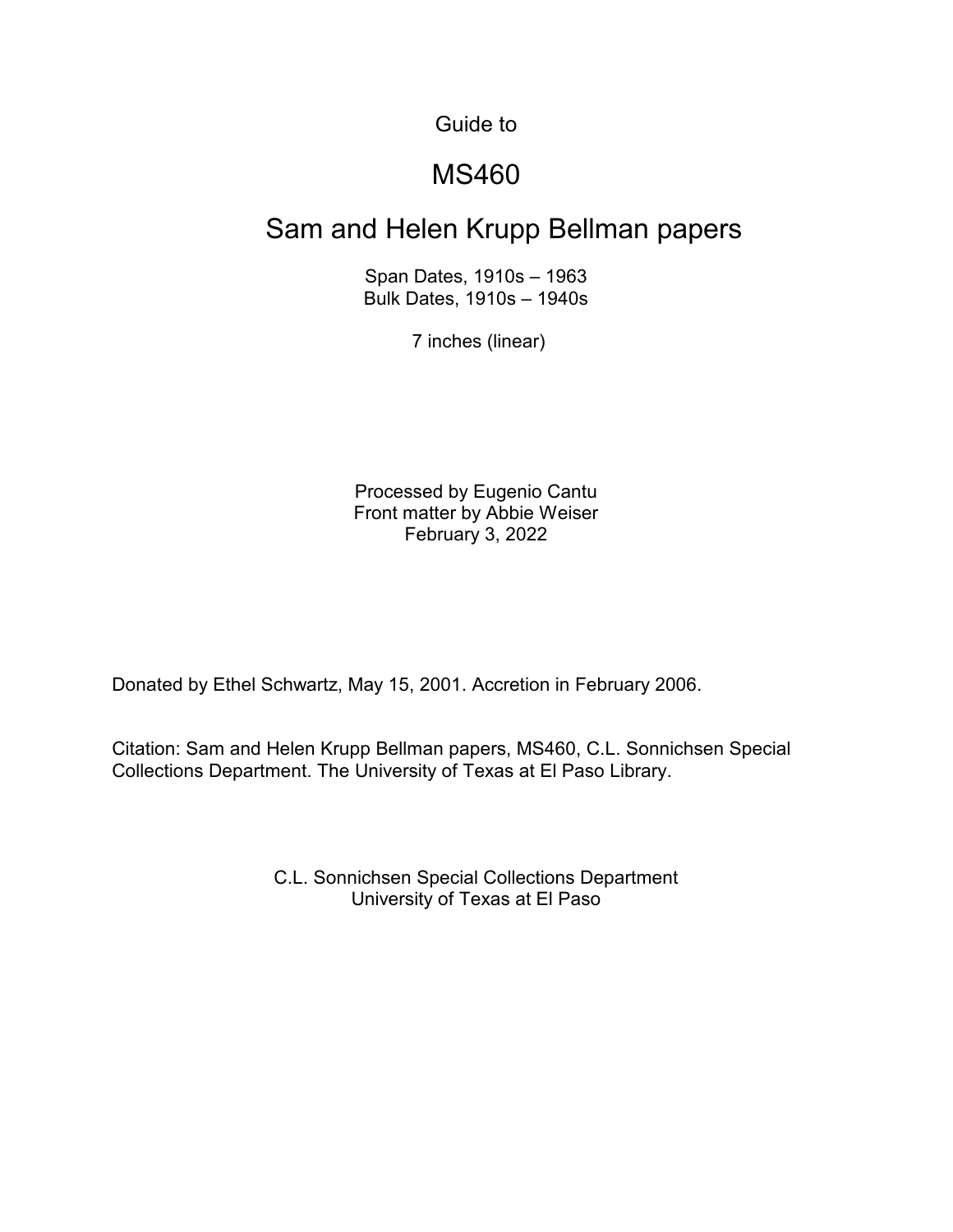Guide to

# MS460

# Sam and Helen Krupp Bellman papers

Span Dates, 1910s – 1963
Bulk Dates, 1910s – 1940s

7 inches (linear)

Processed by Eugenio Cantu
Front matter by Abbie Weiser
February 3, 2022

Donated by Ethel Schwartz, May 15, 2001. Accretion in February 2006.

Citation: Sam and Helen Krupp Bellman papers, MS460, C.L. Sonnichsen Special Collections Department. The University of Texas at El Paso Library.

C.L. Sonnichsen Special Collections Department
University of Texas at El Paso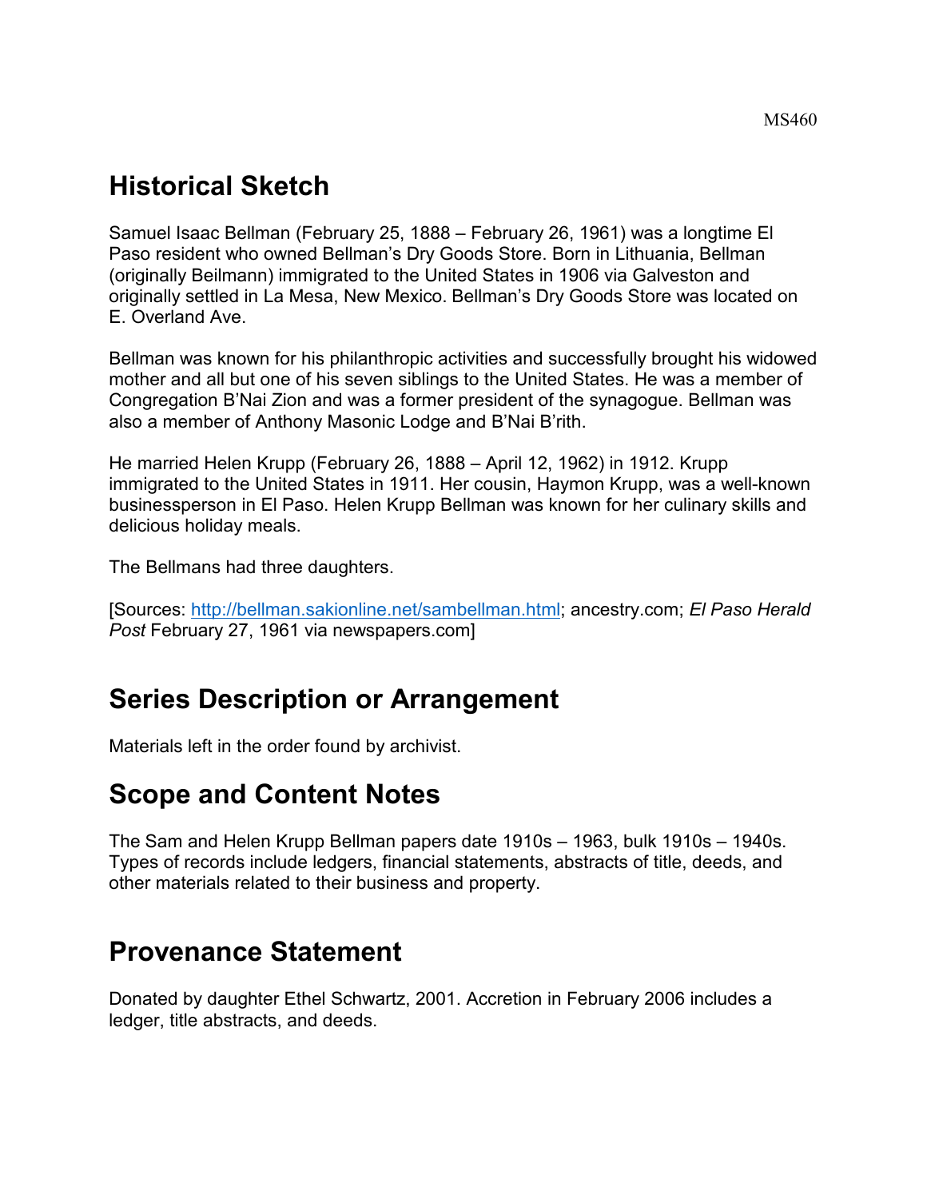## Historical Sketch

Samuel Isaac Bellman (February 25, 1888 – February 26, 1961) was a longtime El Paso resident who owned Bellman's Dry Goods Store. Born in Lithuania, Bellman (originally Beilmann) immigrated to the United States in 1906 via Galveston and originally settled in La Mesa, New Mexico. Bellman's Dry Goods Store was located on E. Overland Ave.

Bellman was known for his philanthropic activities and successfully brought his widowed mother and all but one of his seven siblings to the United States. He was a member of Congregation B'Nai Zion and was a former president of the synagogue. Bellman was also a member of Anthony Masonic Lodge and B'Nai B'rith.

He married Helen Krupp (February 26, 1888 – April 12, 1962) in 1912. Krupp immigrated to the United States in 1911. Her cousin, Haymon Krupp, was a well-known businessperson in El Paso. Helen Krupp Bellman was known for her culinary skills and delicious holiday meals.

The Bellmans had three daughters.

[Sources: http://bellman.sakionline.net/sambellman.html; ancestry.com; *El Paso Herald Post* February 27, 1961 via newspapers.com]

## Series Description or Arrangement

Materials left in the order found by archivist.

## Scope and Content Notes

The Sam and Helen Krupp Bellman papers date 1910s – 1963, bulk 1910s – 1940s. Types of records include ledgers, financial statements, abstracts of title, deeds, and other materials related to their business and property.

## Provenance Statement

Donated by daughter Ethel Schwartz, 2001. Accretion in February 2006 includes a ledger, title abstracts, and deeds.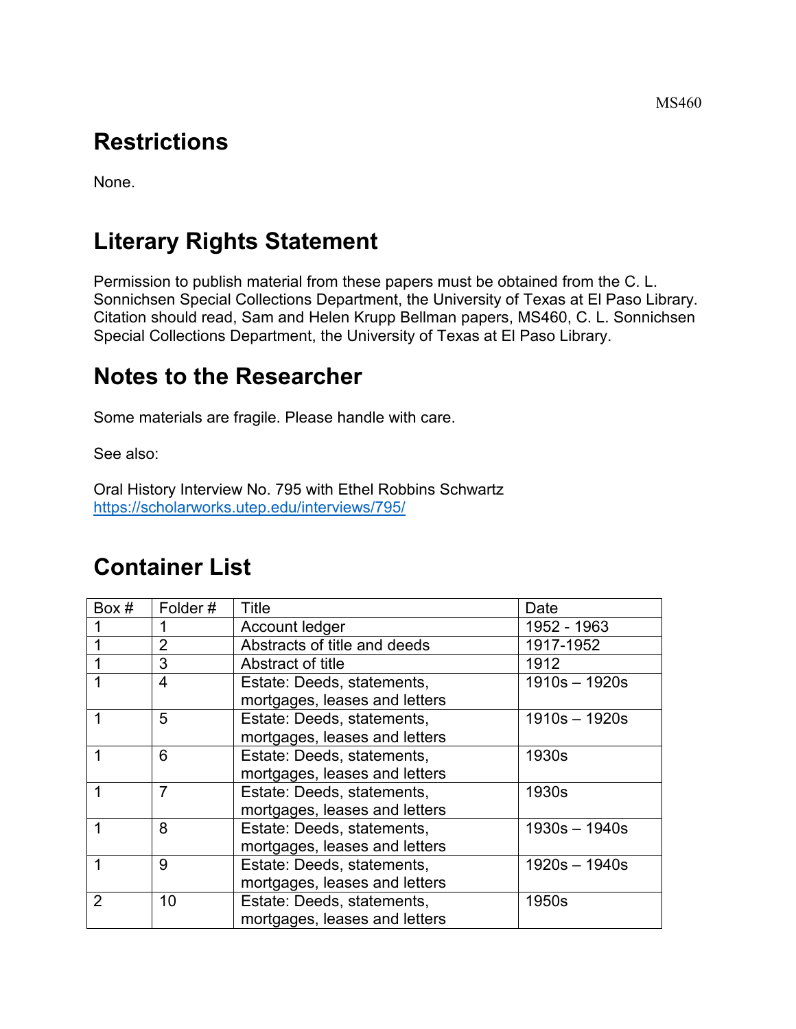## Restrictions

None.

## Literary Rights Statement

Permission to publish material from these papers must be obtained from the C. L. Sonnichsen Special Collections Department, the University of Texas at El Paso Library. Citation should read, Sam and Helen Krupp Bellman papers, MS460, C. L. Sonnichsen Special Collections Department, the University of Texas at El Paso Library.

## Notes to the Researcher

Some materials are fragile. Please handle with care.

See also:

Oral History Interview No. 795 with Ethel Robbins Schwartz
https://scholarworks.utep.edu/interviews/795/

## Container List

| Box # | Folder # | Title | Date |
|---|---|---|---|
| 1 | 1 | Account ledger | 1952 - 1963 |
| 1 | 2 | Abstracts of title and deeds | 1917-1952 |
| 1 | 3 | Abstract of title | 1912 |
| 1 | 4 | Estate: Deeds, statements, mortgages, leases and letters | 1910s – 1920s |
| 1 | 5 | Estate: Deeds, statements, mortgages, leases and letters | 1910s – 1920s |
| 1 | 6 | Estate: Deeds, statements, mortgages, leases and letters | 1930s |
| 1 | 7 | Estate: Deeds, statements, mortgages, leases and letters | 1930s |
| 1 | 8 | Estate: Deeds, statements, mortgages, leases and letters | 1930s – 1940s |
| 1 | 9 | Estate: Deeds, statements, mortgages, leases and letters | 1920s – 1940s |
| 2 | 10 | Estate: Deeds, statements, mortgages, leases and letters | 1950s |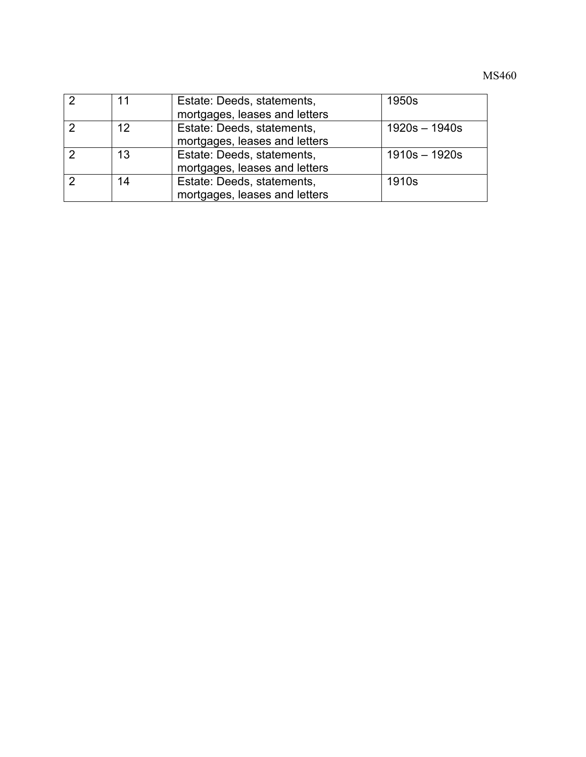| | | | |
|---|---|---|---|
| 2 | 11 | Estate: Deeds, statements, mortgages, leases and letters | 1950s |
| 2 | 12 | Estate: Deeds, statements, mortgages, leases and letters | 1920s – 1940s |
| 2 | 13 | Estate: Deeds, statements, mortgages, leases and letters | 1910s – 1920s |
| 2 | 14 | Estate: Deeds, statements, mortgages, leases and letters | 1910s |